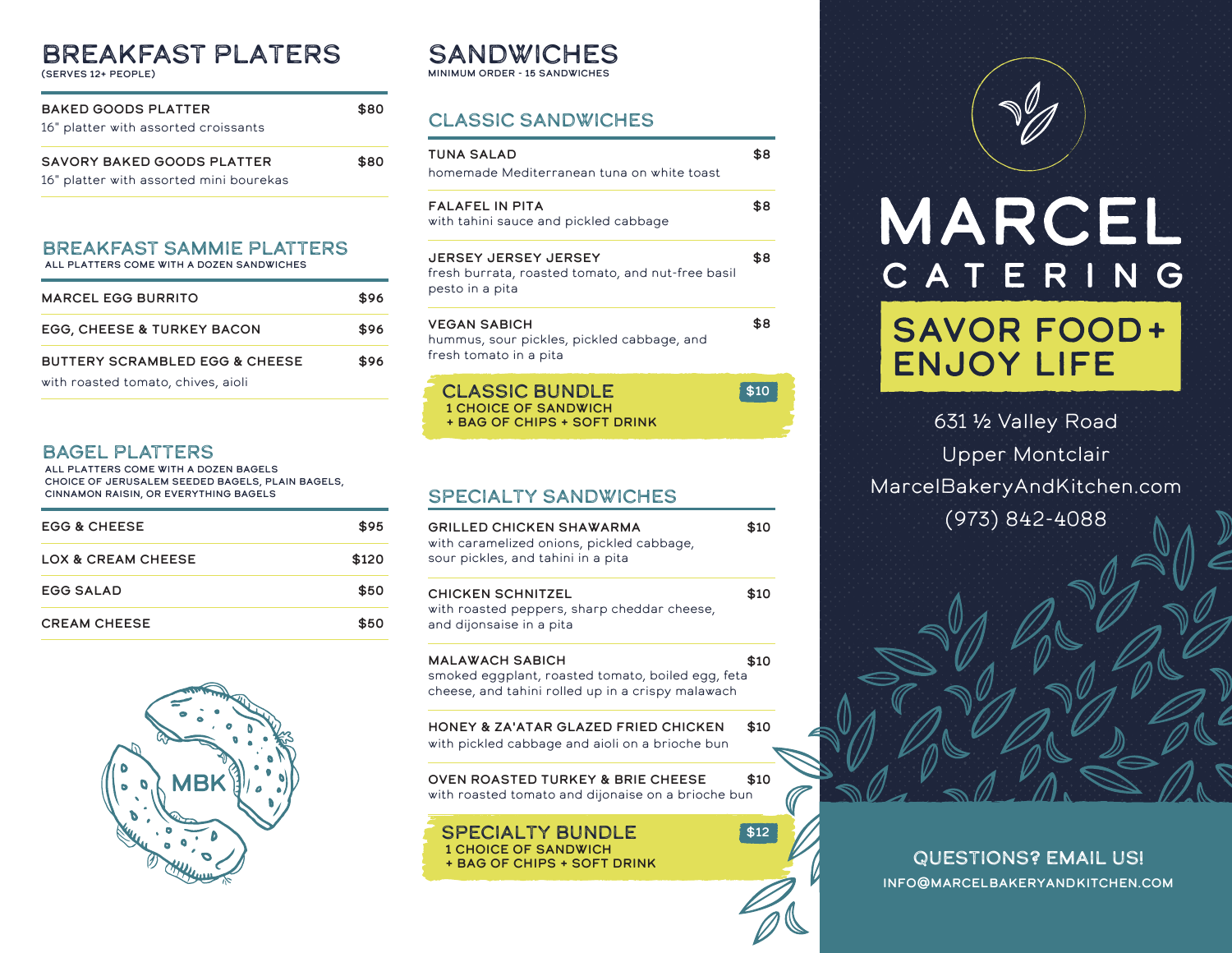# BREAKFAST PLATERS

(SERVES 12+ PEOPLE)

| Item | Price |
|---|---|
| **BAKED GOODS PLATTER**<br>16" platter with assorted croissants | $80 |
| **SAVORY BAKED GOODS PLATTER**<br>16" platter with assorted mini bourekas | $80 |

## BREAKFAST SAMMIE PLATTERS

ALL PLATTERS COME WITH A DOZEN SANDWICHES

| Item | Price |
|---|---|
| **MARCEL EGG BURRITO** | $96 |
| **EGG, CHEESE & TURKEY BACON** | $96 |
| **BUTTERY SCRAMBLED EGG & CHEESE**<br>with roasted tomato, chives, aioli | $96 |

## BAGEL PLATTERS

ALL PLATTERS COME WITH A DOZEN BAGELS
CHOICE OF JERUSALEM SEEDED BAGELS, PLAIN BAGELS, CINNAMON RAISIN, OR EVERYTHING BAGELS

| Item | Price |
|---|---|
| **EGG & CHEESE** | $95 |
| **LOX & CREAM CHEESE** | $120 |
| **EGG SALAD** | $50 |
| **CREAM CHEESE** | $50 |

MBK

# SANDWICHES

MINIMUM ORDER - 15 SANDWICHES

## CLASSIC SANDWICHES

| Item | Price |
|---|---|
| **TUNA SALAD**<br>homemade Mediterranean tuna on white toast | $8 |
| **FALAFEL IN PITA**<br>with tahini sauce and pickled cabbage | $8 |
| **JERSEY JERSEY JERSEY**<br>fresh burrata, roasted tomato, and nut-free basil pesto in a pita | $8 |
| **VEGAN SABICH**<br>hummus, sour pickles, pickled cabbage, and fresh tomato in a pita | $8 |

**CLASSIC BUNDLE** — $10
1 CHOICE OF SANDWICH
+ BAG OF CHIPS + SOFT DRINK

## SPECIALTY SANDWICHES

| Item | Price |
|---|---|
| **GRILLED CHICKEN SHAWARMA**<br>with caramelized onions, pickled cabbage, sour pickles, and tahini in a pita | $10 |
| **CHICKEN SCHNITZEL**<br>with roasted peppers, sharp cheddar cheese, and dijonsaise in a pita | $10 |
| **MALAWACH SABICH**<br>smoked eggplant, roasted tomato, boiled egg, feta cheese, and tahini rolled up in a crispy malawach | $10 |
| **HONEY & ZA'ATAR GLAZED FRIED CHICKEN**<br>with pickled cabbage and aioli on a brioche bun | $10 |
| **OVEN ROASTED TURKEY & BRIE CHEESE**<br>with roasted tomato and dijonaise on a brioche bun | $10 |

**SPECIALTY BUNDLE** — $12
1 CHOICE OF SANDWICH
+ BAG OF CHIPS + SOFT DRINK

# MARCEL CATERING

**SAVOR FOOD + ENJOY LIFE**

631 ½ Valley Road
Upper Montclair
MarcelBakeryAndKitchen.com
(973) 842-4088

**QUESTIONS? EMAIL US!**
INFO@MARCELBAKERYANDKITCHEN.COM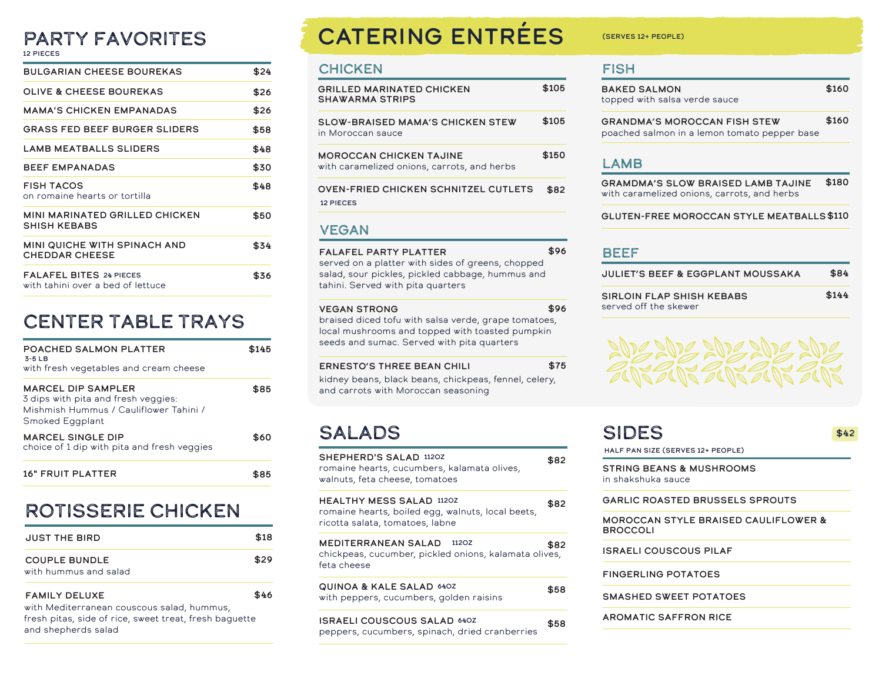## PARTY FAVORITES

12 PIECES

| | |
|---|---|
| BULGARIAN CHEESE BOUREKAS | $24 |
| OLIVE & CHEESE BOUREKAS | $26 |
| MAMA'S CHICKEN EMPANADAS | $26 |
| GRASS FED BEEF BURGER SLIDERS | $58 |
| LAMB MEATBALLS SLIDERS | $48 |
| BEEF EMPANADAS | $30 |
| FISH TACOS<br>on romaine hearts or tortilla | $48 |
| MINI MARINATED GRILLED CHICKEN SHISH KEBABS | $50 |
| MINI QUICHE WITH SPINACH AND CHEDDAR CHEESE | $34 |
| FALAFEL BITES 24 PIECES<br>with tahini over a bed of lettuce | $36 |

## CENTER TABLE TRAYS

| | |
|---|---|
| POACHED SALMON PLATTER<br>3-5 LB<br>with fresh vegetables and cream cheese | $145 |
| MARCEL DIP SAMPLER<br>3 dips with pita and fresh veggies:<br>Mishmish Hummus / Cauliflower Tahini / Smoked Eggplant | $85 |
| MARCEL SINGLE DIP<br>choice of 1 dip with pita and fresh veggies | $60 |
| 16" FRUIT PLATTER | $85 |

## ROTISSERIE CHICKEN

| | |
|---|---|
| JUST THE BIRD | $18 |
| COUPLE BUNDLE<br>with hummus and salad | $29 |
| FAMILY DELUXE<br>with Mediterranean couscous salad, hummus, fresh pitas, side of rice, sweet treat, fresh baguette and shepherds salad | $46 |

## CATERING ENTRÉES

(SERVES 12+ PEOPLE)

### CHICKEN

| | |
|---|---|
| GRILLED MARINATED CHICKEN SHAWARMA STRIPS | $105 |
| SLOW-BRAISED MAMA'S CHICKEN STEW<br>in Moroccan sauce | $105 |
| MOROCCAN CHICKEN TAJINE<br>with caramelized onions, carrots, and herbs | $150 |
| OVEN-FRIED CHICKEN SCHNITZEL CUTLETS<br>12 PIECES | $82 |

### VEGAN

| | |
|---|---|
| FALAFEL PARTY PLATTER<br>served on a platter with sides of greens, chopped salad, sour pickles, pickled cabbage, hummus and tahini. Served with pita quarters | $96 |
| VEGAN STRONG<br>braised diced tofu with salsa verde, grape tomatoes, local mushrooms and topped with toasted pumpkin seeds and sumac. Served with pita quarters | $96 |
| ERNESTO'S THREE BEAN CHILI<br>kidney beans, black beans, chickpeas, fennel, celery, and carrots with Moroccan seasoning | $75 |

### FISH

| | |
|---|---|
| BAKED SALMON<br>topped with salsa verde sauce | $160 |
| GRANDMA'S MOROCCAN FISH STEW<br>poached salmon in a lemon tomato pepper base | $160 |

### LAMB

| | |
|---|---|
| GRAMDMA'S SLOW BRAISED LAMB TAJINE<br>with caramelized onions, carrots, and herbs | $180 |
| GLUTEN-FREE MOROCCAN STYLE MEATBALLS | $110 |

### BEEF

| | |
|---|---|
| JULIET'S BEEF & EGGPLANT MOUSSAKA | $84 |
| SIRLOIN FLAP SHISH KEBABS<br>served off the skewer | $144 |

## SALADS

| | |
|---|---|
| SHEPHERD'S SALAD 112OZ<br>romaine hearts, cucumbers, kalamata olives, walnuts, feta cheese, tomatoes | $82 |
| HEALTHY MESS SALAD 112OZ<br>romaine hearts, boiled egg, walnuts, local beets, ricotta salata, tomatoes, labne | $82 |
| MEDITERRANEAN SALAD 112OZ<br>chickpeas, cucumber, pickled onions, kalamata olives, feta cheese | $82 |
| QUINOA & KALE SALAD 64OZ<br>with peppers, cucumbers, golden raisins | $58 |
| ISRAELI COUSCOUS SALAD 64OZ<br>peppers, cucumbers, spinach, dried cranberries | $58 |

## SIDES

$42

HALF PAN SIZE (SERVES 12+ PEOPLE)

- STRING BEANS & MUSHROOMS
  in shakshuka sauce
- GARLIC ROASTED BRUSSELS SPROUTS
- MOROCCAN STYLE BRAISED CAULIFLOWER & BROCCOLI
- ISRAELI COUSCOUS PILAF
- FINGERLING POTATOES
- SMASHED SWEET POTATOES
- AROMATIC SAFFRON RICE